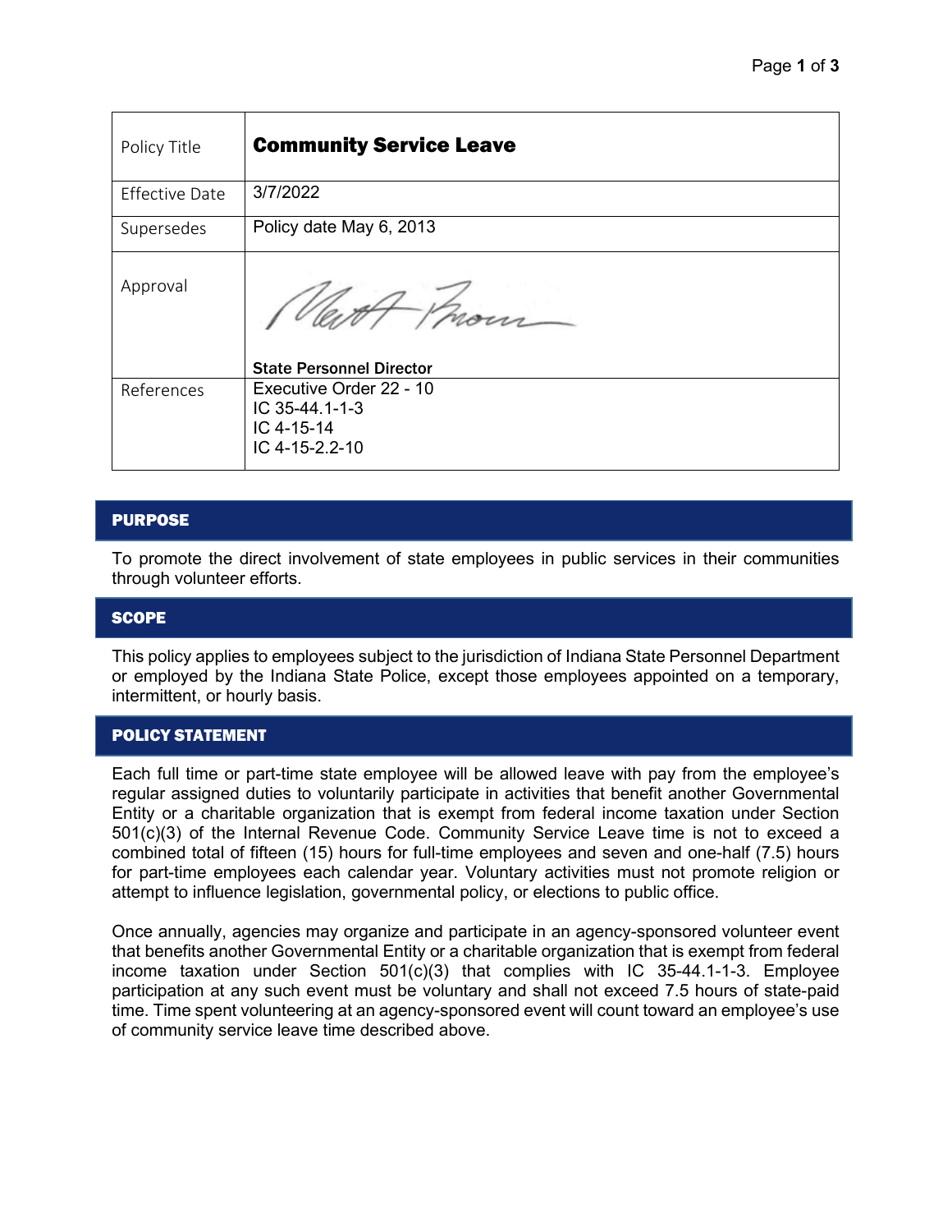| Policy Title | **Community Service Leave** |
| --- | --- |
| Effective Date | 3/7/2022 |
| Supersedes | Policy date May 6, 2013 |
| Approval | **State Personnel Director** |
| References | Executive Order 22 - 10<br>IC 35-44.1-1-3<br>IC 4-15-14<br>IC 4-15-2.2-10 |

## PURPOSE

To promote the direct involvement of state employees in public services in their communities through volunteer efforts.

## SCOPE

This policy applies to employees subject to the jurisdiction of Indiana State Personnel Department or employed by the Indiana State Police, except those employees appointed on a temporary, intermittent, or hourly basis.

## POLICY STATEMENT

Each full time or part-time state employee will be allowed leave with pay from the employee's regular assigned duties to voluntarily participate in activities that benefit another Governmental Entity or a charitable organization that is exempt from federal income taxation under Section 501(c)(3) of the Internal Revenue Code. Community Service Leave time is not to exceed a combined total of fifteen (15) hours for full-time employees and seven and one-half (7.5) hours for part-time employees each calendar year. Voluntary activities must not promote religion or attempt to influence legislation, governmental policy, or elections to public office.

Once annually, agencies may organize and participate in an agency-sponsored volunteer event that benefits another Governmental Entity or a charitable organization that is exempt from federal income taxation under Section 501(c)(3) that complies with IC 35-44.1-1-3. Employee participation at any such event must be voluntary and shall not exceed 7.5 hours of state-paid time. Time spent volunteering at an agency-sponsored event will count toward an employee's use of community service leave time described above.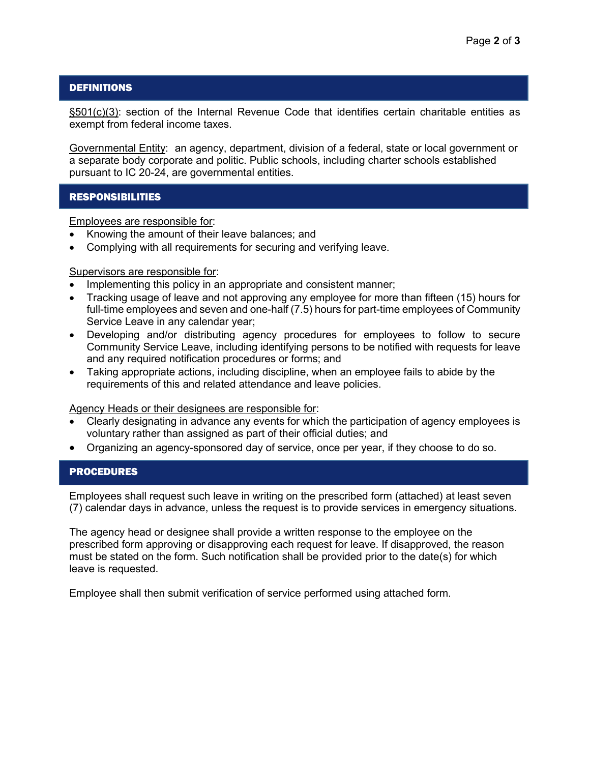## DEFINITIONS

§501(c)(3): section of the Internal Revenue Code that identifies certain charitable entities as exempt from federal income taxes.

Governmental Entity: an agency, department, division of a federal, state or local government or a separate body corporate and politic. Public schools, including charter schools established pursuant to IC 20-24, are governmental entities.

## RESPONSIBILITIES

Employees are responsible for:

- Knowing the amount of their leave balances; and
- Complying with all requirements for securing and verifying leave.

Supervisors are responsible for:

- Implementing this policy in an appropriate and consistent manner;
- Tracking usage of leave and not approving any employee for more than fifteen (15) hours for full-time employees and seven and one-half (7.5) hours for part-time employees of Community Service Leave in any calendar year;
- Developing and/or distributing agency procedures for employees to follow to secure Community Service Leave, including identifying persons to be notified with requests for leave and any required notification procedures or forms; and
- Taking appropriate actions, including discipline, when an employee fails to abide by the requirements of this and related attendance and leave policies.

Agency Heads or their designees are responsible for:

- Clearly designating in advance any events for which the participation of agency employees is voluntary rather than assigned as part of their official duties; and
- Organizing an agency-sponsored day of service, once per year, if they choose to do so.

## PROCEDURES

Employees shall request such leave in writing on the prescribed form (attached) at least seven (7) calendar days in advance, unless the request is to provide services in emergency situations.

The agency head or designee shall provide a written response to the employee on the prescribed form approving or disapproving each request for leave. If disapproved, the reason must be stated on the form. Such notification shall be provided prior to the date(s) for which leave is requested.

Employee shall then submit verification of service performed using attached form.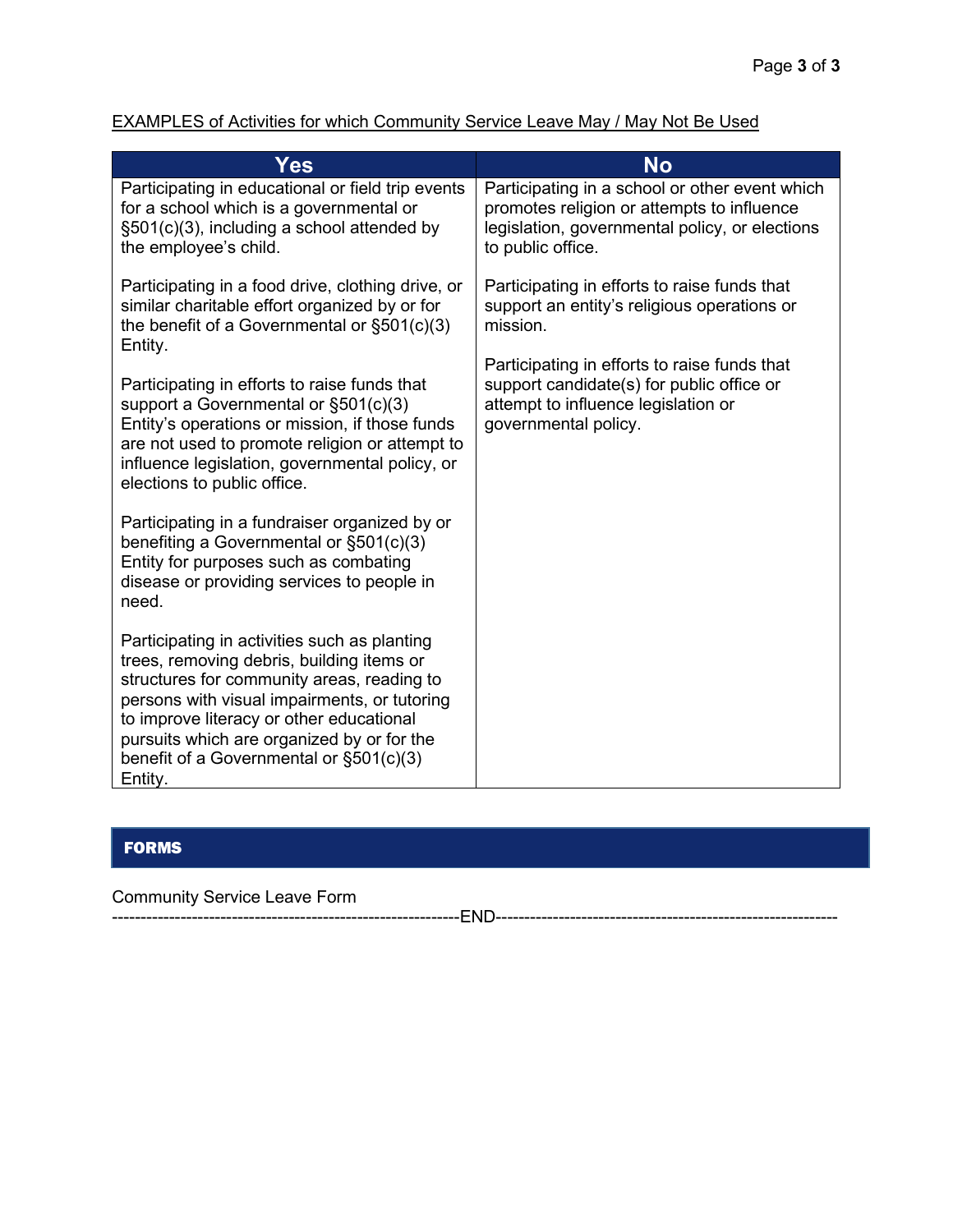EXAMPLES of Activities for which Community Service Leave May / May Not Be Used

| Yes | No |
| --- | --- |
| Participating in educational or field trip events for a school which is a governmental or §501(c)(3), including a school attended by the employee's child. | Participating in a school or other event which promotes religion or attempts to influence legislation, governmental policy, or elections to public office. |
| Participating in a food drive, clothing drive, or similar charitable effort organized by or for the benefit of a Governmental or §501(c)(3) Entity. | Participating in efforts to raise funds that support an entity's religious operations or mission. |
| Participating in efforts to raise funds that support a Governmental or §501(c)(3) Entity's operations or mission, if those funds are not used to promote religion or attempt to influence legislation, governmental policy, or elections to public office. | Participating in efforts to raise funds that support candidate(s) for public office or attempt to influence legislation or governmental policy. |
| Participating in a fundraiser organized by or benefiting a Governmental or §501(c)(3) Entity for purposes such as combating disease or providing services to people in need. | |
| Participating in activities such as planting trees, removing debris, building items or structures for community areas, reading to persons with visual impairments, or tutoring to improve literacy or other educational pursuits which are organized by or for the benefit of a Governmental or §501(c)(3) Entity. | |

## FORMS

Community Service Leave Form

------------------------------------------------------------END------------------------------------------------------------